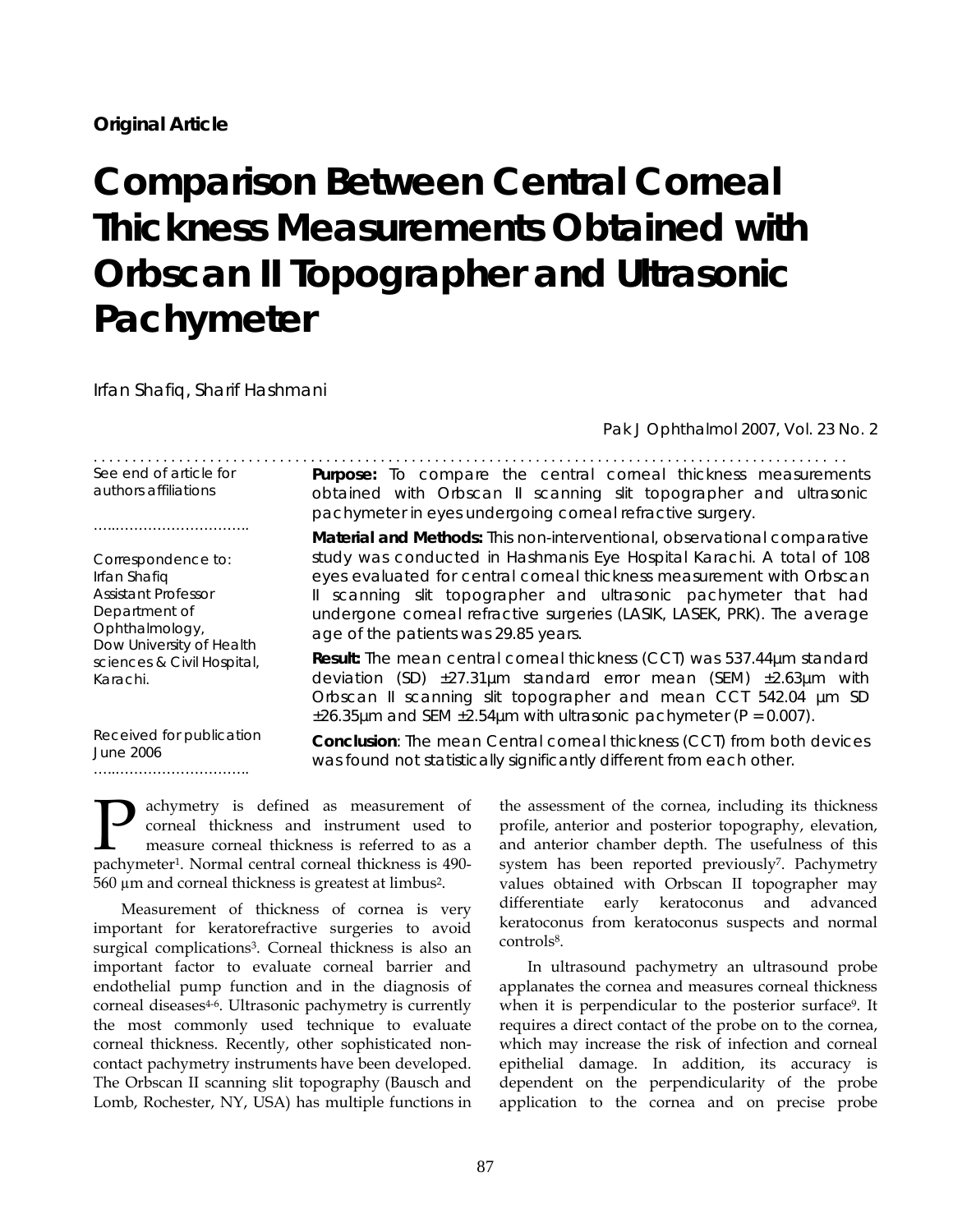**Original Article**

# Comparison Between Central Corneal Thickness Measurements Obtained with Orbscan II Topographer and Ultrasonic Pachymeter

Irfan Shafiq, Sharif Hashmani

See end of article for authors affiliations

Correspondence to:
Irfan Shafiq
Assistant Professor
Department of Ophthalmology,
Dow University of Health sciences & Civil Hospital, Karachi.

Received for publication June 2006

**Purpose:** To compare the central corneal thickness measurements obtained with Orbscan II scanning slit topographer and ultrasonic pachymeter in eyes undergoing corneal refractive surgery.

**Material and Methods:** This non-interventional, observational comparative study was conducted in Hashmanis Eye Hospital Karachi. A total of 108 eyes evaluated for central corneal thickness measurement with Orbscan II scanning slit topographer and ultrasonic pachymeter that had undergone corneal refractive surgeries (LASIK, LASEK, PRK). The average age of the patients was 29.85 years.

**Result:** The mean central corneal thickness (CCT) was 537.44µm standard deviation (SD) ±27.31µm standard error mean (SEM) ±2.63µm with Orbscan II scanning slit topographer and mean CCT 542.04 µm SD ±26.35µm and SEM ±2.54µm with ultrasonic pachymeter ($P = 0.007$).

**Conclusion**: The mean Central corneal thickness (CCT) from both devices was found not statistically significantly different from each other.

Pachymetry is defined as measurement of corneal thickness and instrument used to measure corneal thickness is referred to as a pachymeter[1]. Normal central corneal thickness is 490-560 µm and corneal thickness is greatest at limbus[2].

Measurement of thickness of cornea is very important for keratorefractive surgeries to avoid surgical complications[3]. Corneal thickness is also an important factor to evaluate corneal barrier and endothelial pump function and in the diagnosis of corneal diseases[4-6]. Ultrasonic pachymetry is currently the most commonly used technique to evaluate corneal thickness. Recently, other sophisticated non-contact pachymetry instruments have been developed. The Orbscan II scanning slit topography (Bausch and Lomb, Rochester, NY, USA) has multiple functions in the assessment of the cornea, including its thickness profile, anterior and posterior topography, elevation, and anterior chamber depth. The usefulness of this system has been reported previously[7]. Pachymetry values obtained with Orbscan II topographer may differentiate early keratoconus and advanced keratoconus from keratoconus suspects and normal controls[8].

In ultrasound pachymetry an ultrasound probe applanates the cornea and measures corneal thickness when it is perpendicular to the posterior surface[9]. It requires a direct contact of the probe on to the cornea, which may increase the risk of infection and corneal epithelial damage. In addition, its accuracy is dependent on the perpendicularity of the probe application to the cornea and on precise probe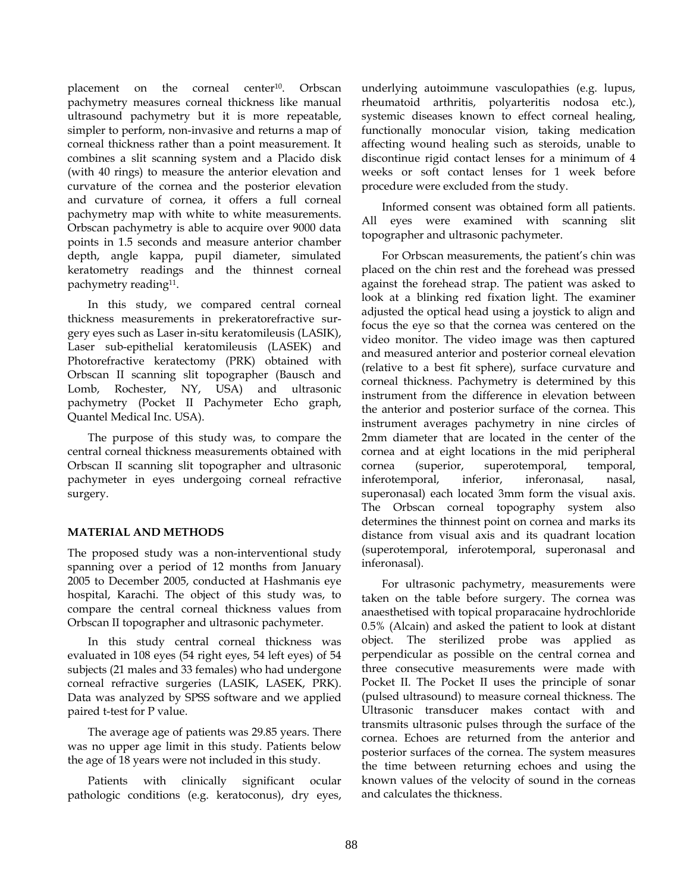placement on the corneal center[10]. Orbscan pachymetry measures corneal thickness like manual ultrasound pachymetry but it is more repeatable, simpler to perform, non-invasive and returns a map of corneal thickness rather than a point measurement. It combines a slit scanning system and a Placido disk (with 40 rings) to measure the anterior elevation and curvature of the cornea and the posterior elevation and curvature of cornea, it offers a full corneal pachymetry map with white to white measurements. Orbscan pachymetry is able to acquire over 9000 data points in 1.5 seconds and measure anterior chamber depth, angle kappa, pupil diameter, simulated keratometry readings and the thinnest corneal pachymetry reading[11].

In this study, we compared central corneal thickness measurements in prekeratorefractive surgery eyes such as Laser in-situ keratomileusis (LASIK), Laser sub-epithelial keratomileusis (LASEK) and Photorefractive keratectomy (PRK) obtained with Orbscan II scanning slit topographer (Bausch and Lomb, Rochester, NY, USA) and ultrasonic pachymetry (Pocket II Pachymeter Echo graph, Quantel Medical Inc. USA).

The purpose of this study was, to compare the central corneal thickness measurements obtained with Orbscan II scanning slit topographer and ultrasonic pachymeter in eyes undergoing corneal refractive surgery.

## MATERIAL AND METHODS

The proposed study was a non-interventional study spanning over a period of 12 months from January 2005 to December 2005, conducted at Hashmanis eye hospital, Karachi. The object of this study was, to compare the central corneal thickness values from Orbscan II topographer and ultrasonic pachymeter.

In this study central corneal thickness was evaluated in 108 eyes (54 right eyes, 54 left eyes) of 54 subjects (21 males and 33 females) who had undergone corneal refractive surgeries (LASIK, LASEK, PRK). Data was analyzed by SPSS software and we applied paired t-test for P value.

The average age of patients was 29.85 years. There was no upper age limit in this study. Patients below the age of 18 years were not included in this study.

Patients with clinically significant ocular pathologic conditions (e.g. keratoconus), dry eyes, underlying autoimmune vasculopathies (e.g. lupus, rheumatoid arthritis, polyarteritis nodosa etc.), systemic diseases known to effect corneal healing, functionally monocular vision, taking medication affecting wound healing such as steroids, unable to discontinue rigid contact lenses for a minimum of 4 weeks or soft contact lenses for 1 week before procedure were excluded from the study.

Informed consent was obtained form all patients. All eyes were examined with scanning slit topographer and ultrasonic pachymeter.

For Orbscan measurements, the patient's chin was placed on the chin rest and the forehead was pressed against the forehead strap. The patient was asked to look at a blinking red fixation light. The examiner adjusted the optical head using a joystick to align and focus the eye so that the cornea was centered on the video monitor. The video image was then captured and measured anterior and posterior corneal elevation (relative to a best fit sphere), surface curvature and corneal thickness. Pachymetry is determined by this instrument from the difference in elevation between the anterior and posterior surface of the cornea. This instrument averages pachymetry in nine circles of 2mm diameter that are located in the center of the cornea and at eight locations in the mid peripheral cornea (superior, superotemporal, temporal, inferotemporal, inferior, inferonasal, nasal, superonasal) each located 3mm form the visual axis. The Orbscan corneal topography system also determines the thinnest point on cornea and marks its distance from visual axis and its quadrant location (superotemporal, inferotemporal, superonasal and inferonasal).

For ultrasonic pachymetry, measurements were taken on the table before surgery. The cornea was anaesthetised with topical proparacaine hydrochloride 0.5% (Alcain) and asked the patient to look at distant object. The sterilized probe was applied as perpendicular as possible on the central cornea and three consecutive measurements were made with Pocket II. The Pocket II uses the principle of sonar (pulsed ultrasound) to measure corneal thickness. The Ultrasonic transducer makes contact with and transmits ultrasonic pulses through the surface of the cornea. Echoes are returned from the anterior and posterior surfaces of the cornea. The system measures the time between returning echoes and using the known values of the velocity of sound in the corneas and calculates the thickness.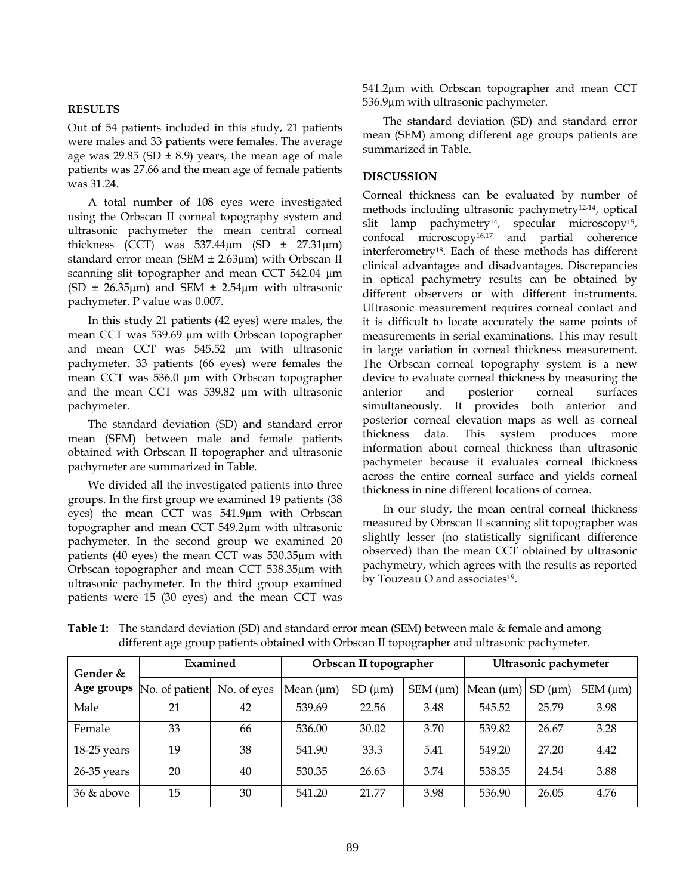## RESULTS

Out of 54 patients included in this study, 21 patients were males and 33 patients were females. The average age was 29.85 (SD ± 8.9) years, the mean age of male patients was 27.66 and the mean age of female patients was 31.24.

A total number of 108 eyes were investigated using the Orbscan II corneal topography system and ultrasonic pachymeter the mean central corneal thickness (CCT) was 537.44µm (SD ± 27.31µm) standard error mean (SEM ± 2.63µm) with Orbscan II scanning slit topographer and mean CCT 542.04 µm (SD ± 26.35µm) and SEM ± 2.54µm with ultrasonic pachymeter. P value was 0.007.

In this study 21 patients (42 eyes) were males, the mean CCT was 539.69 µm with Orbscan topographer and mean CCT was 545.52 µm with ultrasonic pachymeter. 33 patients (66 eyes) were females the mean CCT was 536.0 µm with Orbscan topographer and the mean CCT was 539.82 µm with ultrasonic pachymeter.

The standard deviation (SD) and standard error mean (SEM) between male and female patients obtained with Orbscan II topographer and ultrasonic pachymeter are summarized in Table.

We divided all the investigated patients into three groups. In the first group we examined 19 patients (38 eyes) the mean CCT was 541.9µm with Orbscan topographer and mean CCT 549.2µm with ultrasonic pachymeter. In the second group we examined 20 patients (40 eyes) the mean CCT was 530.35µm with Orbscan topographer and mean CCT 538.35µm with ultrasonic pachymeter. In the third group examined patients were 15 (30 eyes) and the mean CCT was 541.2µm with Orbscan topographer and mean CCT 536.9µm with ultrasonic pachymeter.

The standard deviation (SD) and standard error mean (SEM) among different age groups patients are summarized in Table.

## DISCUSSION

Corneal thickness can be evaluated by number of methods including ultrasonic pachymetry[12-14], optical slit lamp pachymetry[14], specular microscopy[15], confocal microscopy[16,17] and partial coherence interferometry[18]. Each of these methods has different clinical advantages and disadvantages. Discrepancies in optical pachymetry results can be obtained by different observers or with different instruments. Ultrasonic measurement requires corneal contact and it is difficult to locate accurately the same points of measurements in serial examinations. This may result in large variation in corneal thickness measurement. The Orbscan corneal topography system is a new device to evaluate corneal thickness by measuring the anterior and posterior corneal surfaces simultaneously. It provides both anterior and posterior corneal elevation maps as well as corneal thickness data. This system produces more information about corneal thickness than ultrasonic pachymeter because it evaluates corneal thickness across the entire corneal surface and yields corneal thickness in nine different locations of cornea.

In our study, the mean central corneal thickness measured by Obrscan II scanning slit topographer was slightly lesser (no statistically significant difference observed) than the mean CCT obtained by ultrasonic pachymetry, which agrees with the results as reported by Touzeau O and associates[19].

**Table 1:** The standard deviation (SD) and standard error mean (SEM) between male & female and among different age group patients obtained with Orbscan II topographer and ultrasonic pachymeter.

| Gender & Age groups | Examined | | Orbscan II topographer | | | Ultrasonic pachymeter | | |
|---|---|---|---|---|---|---|---|---|
| | No. of patient | No. of eyes | Mean (µm) | SD (µm) | SEM (µm) | Mean (µm) | SD (µm) | SEM (µm) |
| Male | 21 | 42 | 539.69 | 22.56 | 3.48 | 545.52 | 25.79 | 3.98 |
| Female | 33 | 66 | 536.00 | 30.02 | 3.70 | 539.82 | 26.67 | 3.28 |
| 18-25 years | 19 | 38 | 541.90 | 33.3 | 5.41 | 549.20 | 27.20 | 4.42 |
| 26-35 years | 20 | 40 | 530.35 | 26.63 | 3.74 | 538.35 | 24.54 | 3.88 |
| 36 & above | 15 | 30 | 541.20 | 21.77 | 3.98 | 536.90 | 26.05 | 4.76 |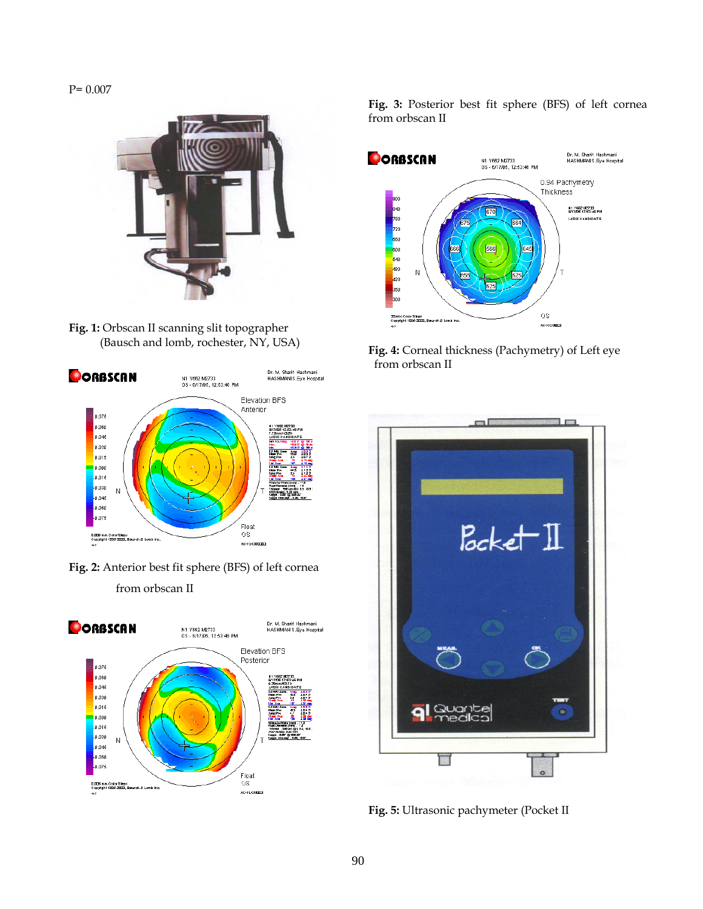P= 0.007

**Fig. 1:** Orbscan II scanning slit topographer (Bausch and lomb, rochester, NY, USA)

**Fig. 2:** Anterior best fit sphere (BFS) of left cornea from orbscan II

**Fig. 3:** Posterior best fit sphere (BFS) of left cornea from orbscan II

**Fig. 4:** Corneal thickness (Pachymetry) of Left eye from orbscan II

**Fig. 5:** Ultrasonic pachymeter (Pocket II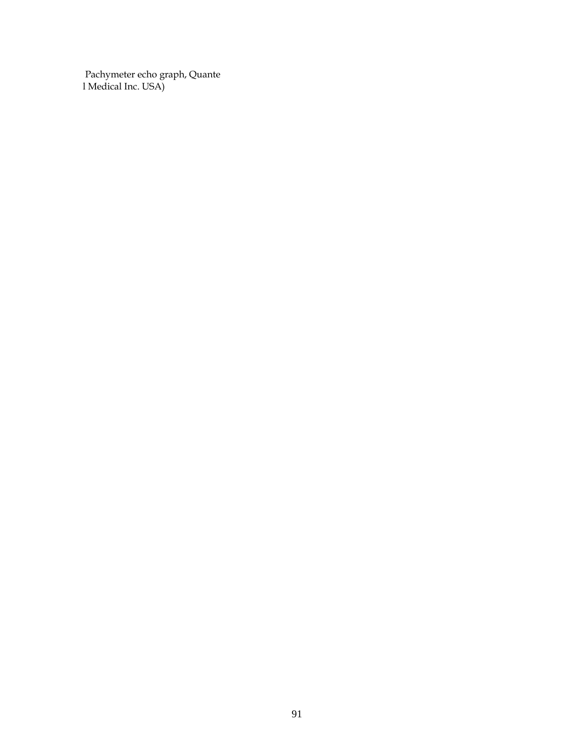Pachymeter echo graph, Quante
l Medical Inc. USA)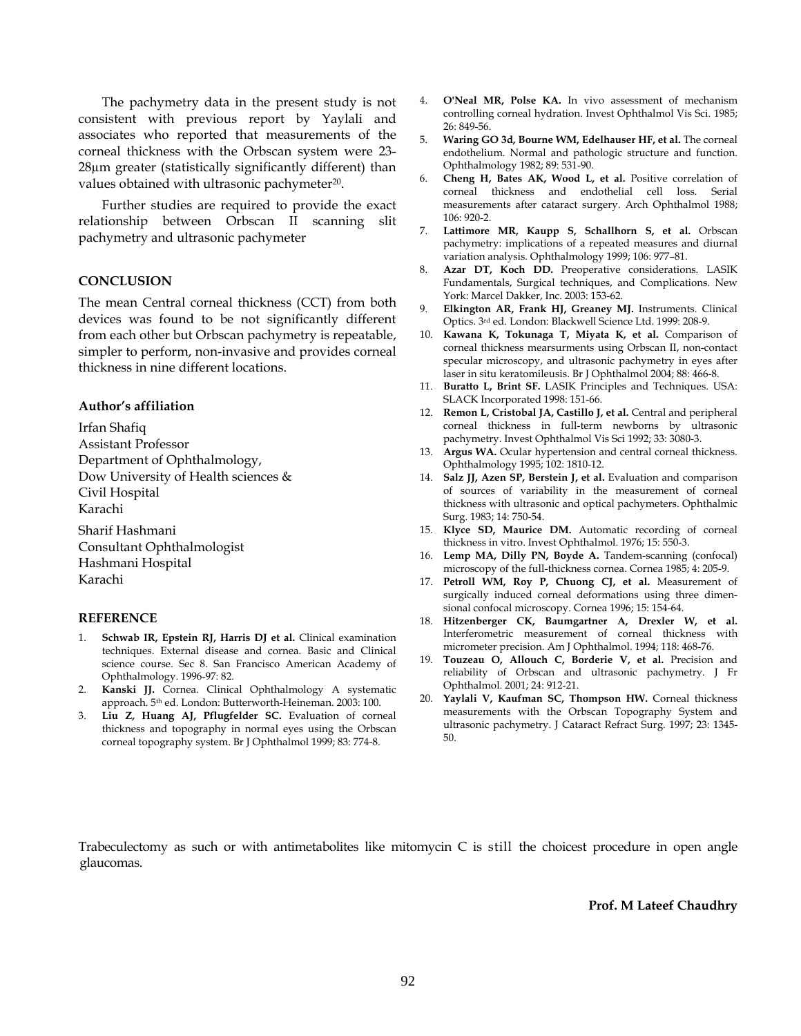The pachymetry data in the present study is not consistent with previous report by Yaylali and associates who reported that measurements of the corneal thickness with the Orbscan system were 23-28μm greater (statistically significantly different) than values obtained with ultrasonic pachymeter[20].

Further studies are required to provide the exact relationship between Orbscan II scanning slit pachymetry and ultrasonic pachymeter

## CONCLUSION

The mean Central corneal thickness (CCT) from both devices was found to be not significantly different from each other but Orbscan pachymetry is repeatable, simpler to perform, non-invasive and provides corneal thickness in nine different locations.

### Author's affiliation

Irfan Shafiq
Assistant Professor
Department of Ophthalmology,
Dow University of Health sciences &
Civil Hospital
Karachi

Sharif Hashmani
Consultant Ophthalmologist
Hashmani Hospital
Karachi

## REFERENCE

1. **Schwab IR, Epstein RJ, Harris DJ et al.** Clinical examination techniques. External disease and cornea. Basic and Clinical science course. Sec 8. San Francisco American Academy of Ophthalmology. 1996-97: 82.
2. **Kanski JJ.** Cornea. Clinical Ophthalmology A systematic approach. 5th ed. London: Butterworth-Heineman. 2003: 100.
3. **Liu Z, Huang AJ, Pflugfelder SC.** Evaluation of corneal thickness and topography in normal eyes using the Orbscan corneal topography system. Br J Ophthalmol 1999; 83: 774-8.
4. **O'Neal MR, Polse KA.** In vivo assessment of mechanism controlling corneal hydration. Invest Ophthalmol Vis Sci. 1985; 26: 849-56.
5. **Waring GO 3d, Bourne WM, Edelhauser HF, et al.** The corneal endothelium. Normal and pathologic structure and function. Ophthalmology 1982; 89: 531-90.
6. **Cheng H, Bates AK, Wood L, et al.** Positive correlation of corneal thickness and endothelial cell loss. Serial measurements after cataract surgery. Arch Ophthalmol 1988; 106: 920-2.
7. **Lattimore MR, Kaupp S, Schallhorn S, et al.** Orbscan pachymetry: implications of a repeated measures and diurnal variation analysis. Ophthalmology 1999; 106: 977–81.
8. **Azar DT, Koch DD.** Preoperative considerations. LASIK Fundamentals, Surgical techniques, and Complications. New York: Marcel Dakker, Inc. 2003: 153-62.
9. **Elkington AR, Frank HJ, Greaney MJ.** Instruments. Clinical Optics. 3rd ed. London: Blackwell Science Ltd. 1999: 208-9.
10. **Kawana K, Tokunaga T, Miyata K, et al.** Comparison of corneal thickness mearsurments using Orbscan II, non-contact specular microscopy, and ultrasonic pachymetry in eyes after laser in situ keratomileusis. Br J Ophthalmol 2004; 88: 466-8.
11. **Buratto L, Brint SF.** LASIK Principles and Techniques. USA: SLACK Incorporated 1998: 151-66.
12. **Remon L, Cristobal JA, Castillo J, et al.** Central and peripheral corneal thickness in full-term newborns by ultrasonic pachymetry. Invest Ophthalmol Vis Sci 1992; 33: 3080-3.
13. **Argus WA.** Ocular hypertension and central corneal thickness. Ophthalmology 1995; 102: 1810-12.
14. **Salz JJ, Azen SP, Berstein J, et al.** Evaluation and comparison of sources of variability in the measurement of corneal thickness with ultrasonic and optical pachymeters. Ophthalmic Surg. 1983; 14: 750-54.
15. **Klyce SD, Maurice DM.** Automatic recording of corneal thickness in vitro. Invest Ophthalmol. 1976; 15: 550-3.
16. **Lemp MA, Dilly PN, Boyde A.** Tandem-scanning (confocal) microscopy of the full-thickness cornea. Cornea 1985; 4: 205-9.
17. **Petroll WM, Roy P, Chuong CJ, et al.** Measurement of surgically induced corneal deformations using three dimensional confocal microscopy. Cornea 1996; 15: 154-64.
18. **Hitzenberger CK, Baumgartner A, Drexler W, et al.** Interferometric measurement of corneal thickness with micrometer precision. Am J Ophthalmol. 1994; 118: 468-76.
19. **Touzeau O, Allouch C, Borderie V, et al.** Precision and reliability of Orbscan and ultrasonic pachymetry. J Fr Ophthalmol. 2001; 24: 912-21.
20. **Yaylali V, Kaufman SC, Thompson HW.** Corneal thickness measurements with the Orbscan Topography System and ultrasonic pachymetry. J Cataract Refract Surg. 1997; 23: 1345-50.

Trabeculectomy as such or with antimetabolites like mitomycin C is still the choicest procedure in open angle glaucomas.

**Prof. M Lateef Chaudhry**